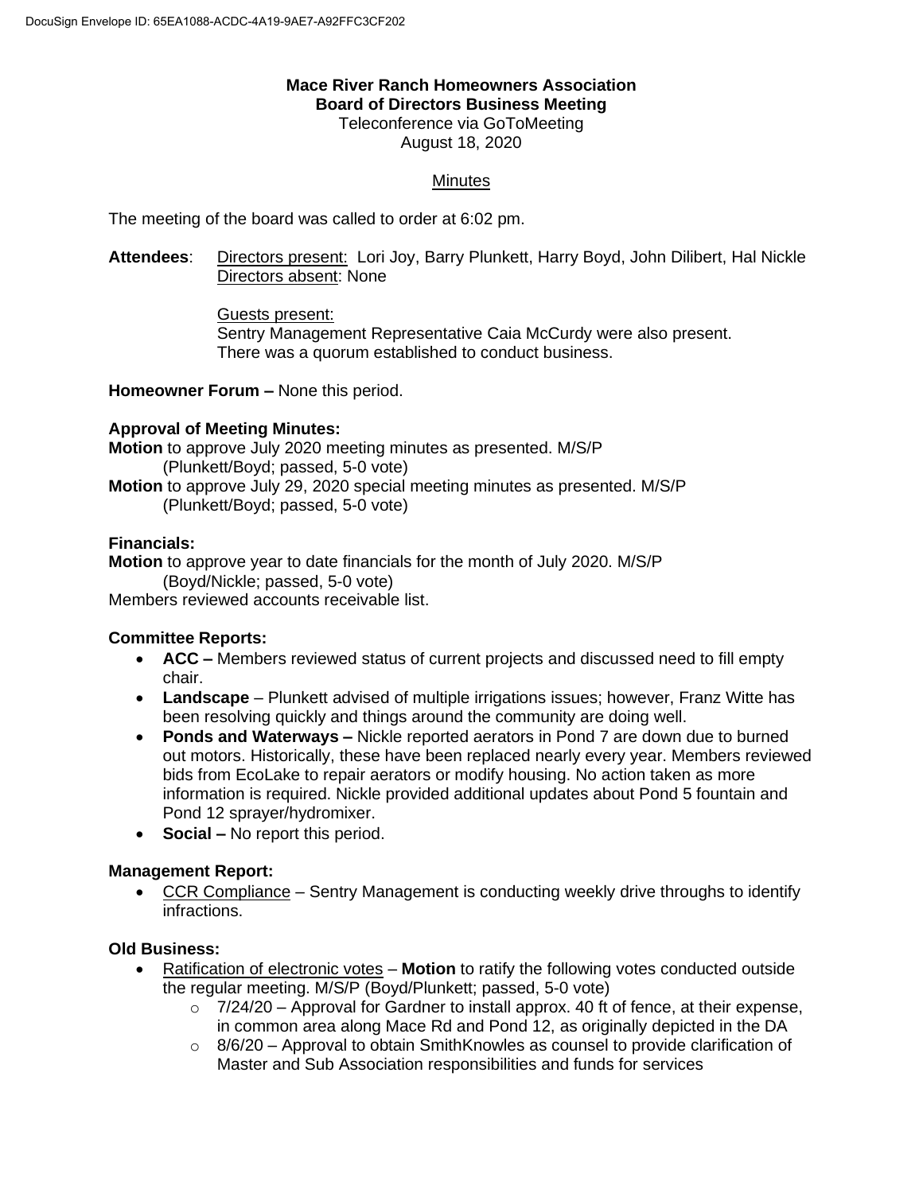**Mace River Ranch Homeowners Association**
**Board of Directors Business Meeting**
Teleconference via GoToMeeting
August 18, 2020

Minutes

The meeting of the board was called to order at 6:02 pm.

**Attendees**: Directors present: Lori Joy, Barry Plunkett, Harry Boyd, John Dilibert, Hal Nickle
Directors absent: None

Guests present:
Sentry Management Representative Caia McCurdy were also present.
There was a quorum established to conduct business.

**Homeowner Forum –** None this period.

**Approval of Meeting Minutes:**
**Motion** to approve July 2020 meeting minutes as presented. M/S/P
(Plunkett/Boyd; passed, 5-0 vote)
**Motion** to approve July 29, 2020 special meeting minutes as presented. M/S/P
(Plunkett/Boyd; passed, 5-0 vote)

**Financials:**
**Motion** to approve year to date financials for the month of July 2020. M/S/P
(Boyd/Nickle; passed, 5-0 vote)
Members reviewed accounts receivable list.

**Committee Reports:**

- **ACC –** Members reviewed status of current projects and discussed need to fill empty chair.
- **Landscape** – Plunkett advised of multiple irrigations issues; however, Franz Witte has been resolving quickly and things around the community are doing well.
- **Ponds and Waterways –** Nickle reported aerators in Pond 7 are down due to burned out motors. Historically, these have been replaced nearly every year. Members reviewed bids from EcoLake to repair aerators or modify housing. No action taken as more information is required. Nickle provided additional updates about Pond 5 fountain and Pond 12 sprayer/hydromixer.
- **Social –** No report this period.

**Management Report:**

- CCR Compliance – Sentry Management is conducting weekly drive throughs to identify infractions.

**Old Business:**

- Ratification of electronic votes – **Motion** to ratify the following votes conducted outside the regular meeting. M/S/P (Boyd/Plunkett; passed, 5-0 vote)
    - 7/24/20 – Approval for Gardner to install approx. 40 ft of fence, at their expense, in common area along Mace Rd and Pond 12, as originally depicted in the DA
    - 8/6/20 – Approval to obtain SmithKnowles as counsel to provide clarification of Master and Sub Association responsibilities and funds for services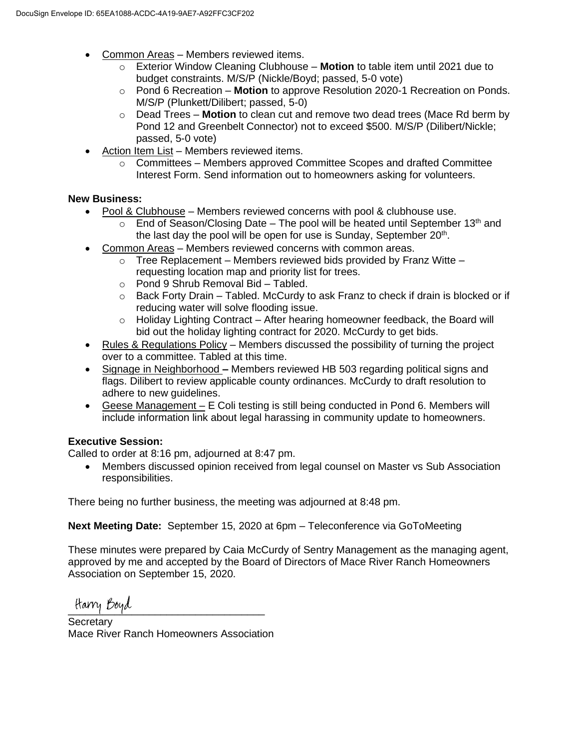- Common Areas – Members reviewed items.
  - Exterior Window Cleaning Clubhouse – **Motion** to table item until 2021 due to budget constraints. M/S/P (Nickle/Boyd; passed, 5-0 vote)
  - Pond 6 Recreation – **Motion** to approve Resolution 2020-1 Recreation on Ponds. M/S/P (Plunkett/Dilibert; passed, 5-0)
  - Dead Trees – **Motion** to clean cut and remove two dead trees (Mace Rd berm by Pond 12 and Greenbelt Connector) not to exceed $500. M/S/P (Dilibert/Nickle; passed, 5-0 vote)
- Action Item List – Members reviewed items.
  - Committees – Members approved Committee Scopes and drafted Committee Interest Form. Send information out to homeowners asking for volunteers.

**New Business:**

- Pool & Clubhouse – Members reviewed concerns with pool & clubhouse use.
  - End of Season/Closing Date – The pool will be heated until September 13th and the last day the pool will be open for use is Sunday, September 20th.
- Common Areas – Members reviewed concerns with common areas.
  - Tree Replacement – Members reviewed bids provided by Franz Witte – requesting location map and priority list for trees.
  - Pond 9 Shrub Removal Bid – Tabled.
  - Back Forty Drain – Tabled. McCurdy to ask Franz to check if drain is blocked or if reducing water will solve flooding issue.
  - Holiday Lighting Contract – After hearing homeowner feedback, the Board will bid out the holiday lighting contract for 2020. McCurdy to get bids.
- Rules & Regulations Policy – Members discussed the possibility of turning the project over to a committee. Tabled at this time.
- Signage in Neighborhood – Members reviewed HB 503 regarding political signs and flags. Dilibert to review applicable county ordinances. McCurdy to draft resolution to adhere to new guidelines.
- Geese Management – E Coli testing is still being conducted in Pond 6. Members will include information link about legal harassing in community update to homeowners.

**Executive Session:**

Called to order at 8:16 pm, adjourned at 8:47 pm.

- Members discussed opinion received from legal counsel on Master vs Sub Association responsibilities.

There being no further business, the meeting was adjourned at 8:48 pm.

**Next Meeting Date:** September 15, 2020 at 6pm – Teleconference via GoToMeeting

These minutes were prepared by Caia McCurdy of Sentry Management as the managing agent, approved by me and accepted by the Board of Directors of Mace River Ranch Homeowners Association on September 15, 2020.

Harry Boyd
\_\_\_\_\_\_\_\_\_\_\_\_\_\_\_\_\_\_\_\_\_\_\_\_\_\_\_\_\_\_\_\_

Secretary
Mace River Ranch Homeowners Association